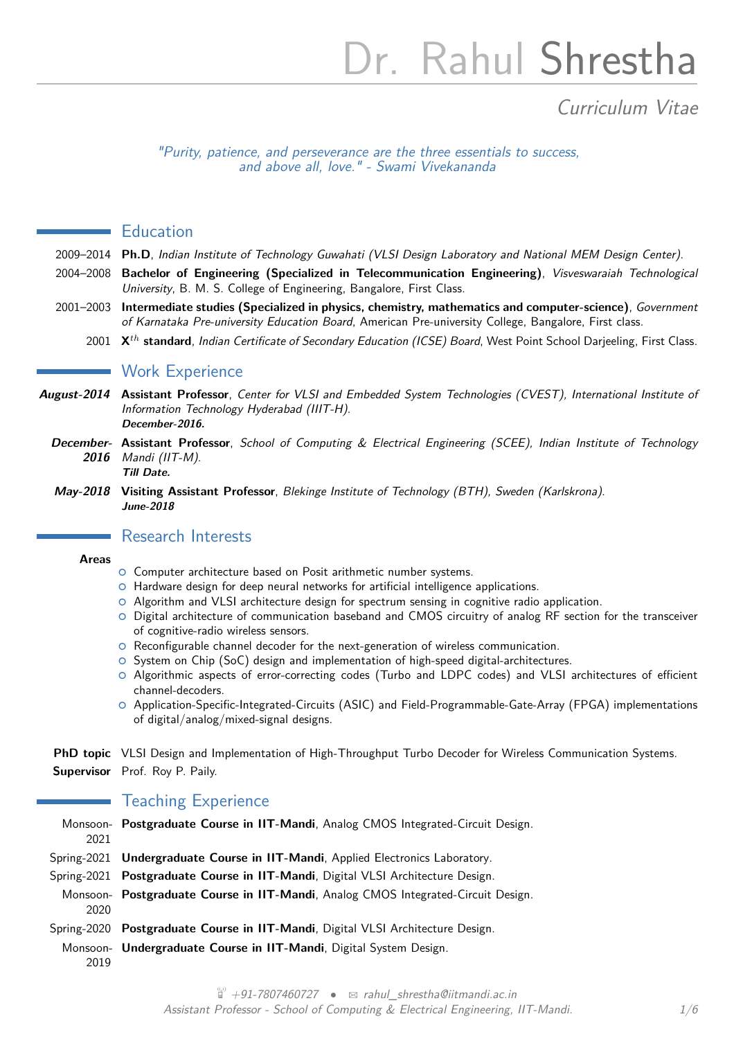# Dr. Rahul Shrestha

*Curriculum Vitae*

*"Purity, patience, and perseverance are the three essentials to success, and above all, love." - Swami Vivekananda*

## Education

- 2009–2014 **Ph.D**, *Indian Institute of Technology Guwahati (VLSI Design Laboratory and National MEM Design Center)*.
- 2004–2008 **Bachelor of Engineering (Specialized in Telecommunication Engineering)**, *Visveswaraiah Technological University*, B. M. S. College of Engineering, Bangalore, First Class.
- 2001–2003 **Intermediate studies (Specialized in physics, chemistry, mathematics and computer-science)**, *Government of Karnataka Pre-university Education Board*, American Pre-university College, Bangalore, First class.
- 2001 **X$^{th}$ standard**, *Indian Certificate of Secondary Education (ICSE) Board*, West Point School Darjeeling, First Class.

## Work Experience

- ***August-2014*** **Assistant Professor**, *Center for VLSI and Embedded System Technologies (CVEST), International Institute of Information Technology Hyderabad (IIIT-H).*
  ***December-2016.***
- ***December-2016*** **Assistant Professor**, *School of Computing & Electrical Engineering (SCEE), Indian Institute of Technology Mandi (IIT-M).*
  ***Till Date.***
- ***May-2018*** **Visiting Assistant Professor**, *Blekinge Institute of Technology (BTH), Sweden (Karlskrona).*
  ***June-2018***

## Research Interests

**Areas**

- Computer architecture based on Posit arithmetic number systems.
- Hardware design for deep neural networks for artificial intelligence applications.
- Algorithm and VLSI architecture design for spectrum sensing in cognitive radio application.
- Digital architecture of communication baseband and CMOS circuitry of analog RF section for the transceiver of cognitive-radio wireless sensors.
- Reconfigurable channel decoder for the next-generation of wireless communication.
- System on Chip (SoC) design and implementation of high-speed digital-architectures.
- Algorithmic aspects of error-correcting codes (Turbo and LDPC codes) and VLSI architectures of efficient channel-decoders.
- Application-Specific-Integrated-Circuits (ASIC) and Field-Programmable-Gate-Array (FPGA) implementations of digital/analog/mixed-signal designs.

**PhD topic** VLSI Design and Implementation of High-Throughput Turbo Decoder for Wireless Communication Systems.

**Supervisor** Prof. Roy P. Paily.

## Teaching Experience

- Monsoon-2021 **Postgraduate Course in IIT-Mandi**, Analog CMOS Integrated-Circuit Design.
- Spring-2021 **Undergraduate Course in IIT-Mandi**, Applied Electronics Laboratory.
- Spring-2021 **Postgraduate Course in IIT-Mandi**, Digital VLSI Architecture Design.
- Monsoon-2020 **Postgraduate Course in IIT-Mandi**, Analog CMOS Integrated-Circuit Design.
- Spring-2020 **Postgraduate Course in IIT-Mandi**, Digital VLSI Architecture Design.
- Monsoon-2019 **Undergraduate Course in IIT-Mandi**, Digital System Design.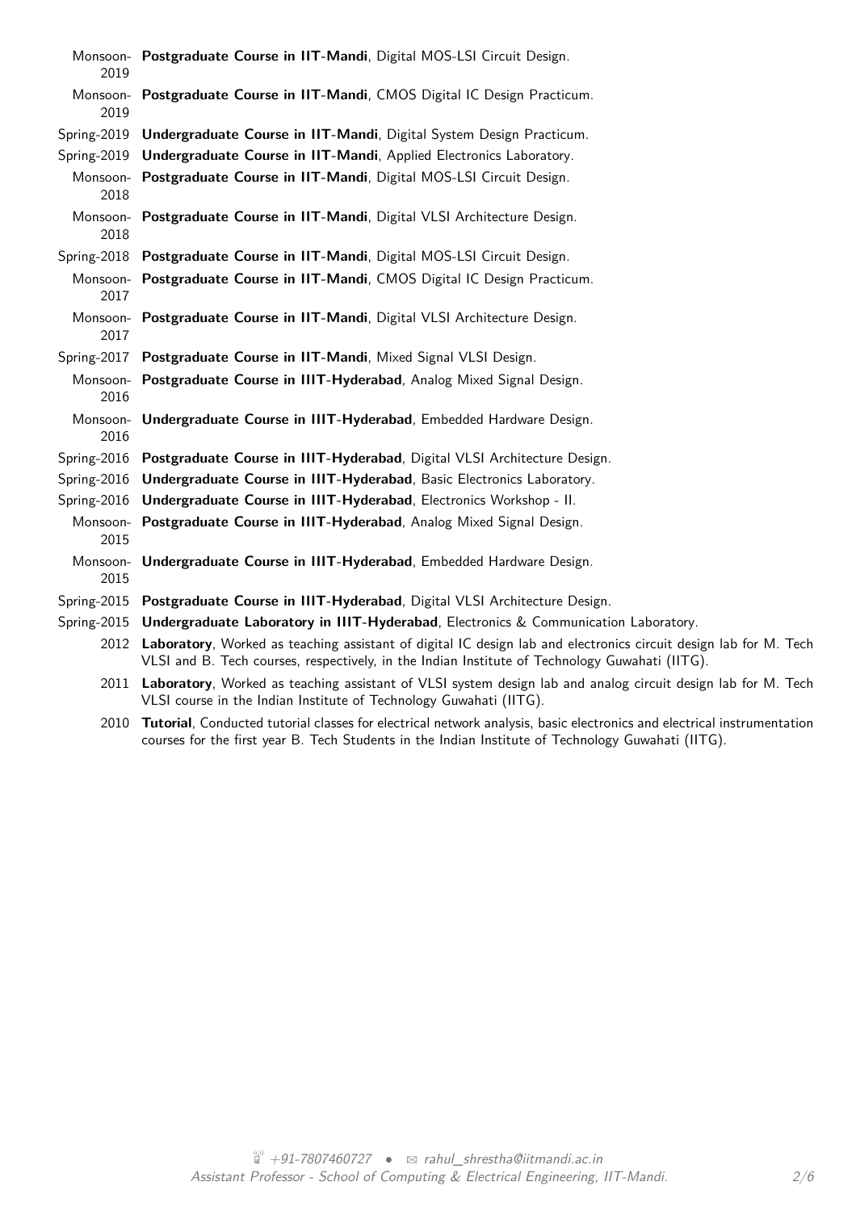Monsoon-2019 **Postgraduate Course in IIT-Mandi**, Digital MOS-LSI Circuit Design.

Monsoon-2019 **Postgraduate Course in IIT-Mandi**, CMOS Digital IC Design Practicum.

Spring-2019 **Undergraduate Course in IIT-Mandi**, Digital System Design Practicum.

Spring-2019 **Undergraduate Course in IIT-Mandi**, Applied Electronics Laboratory.

Monsoon-2018 **Postgraduate Course in IIT-Mandi**, Digital MOS-LSI Circuit Design.

Monsoon-2018 **Postgraduate Course in IIT-Mandi**, Digital VLSI Architecture Design.

Spring-2018 **Postgraduate Course in IIT-Mandi**, Digital MOS-LSI Circuit Design.

Monsoon-2017 **Postgraduate Course in IIT-Mandi**, CMOS Digital IC Design Practicum.

Monsoon-2017 **Postgraduate Course in IIT-Mandi**, Digital VLSI Architecture Design.

Spring-2017 **Postgraduate Course in IIT-Mandi**, Mixed Signal VLSI Design.

Monsoon-2016 **Postgraduate Course in IIIT-Hyderabad**, Analog Mixed Signal Design.

Monsoon-2016 **Undergraduate Course in IIIT-Hyderabad**, Embedded Hardware Design.

Spring-2016 **Postgraduate Course in IIIT-Hyderabad**, Digital VLSI Architecture Design.

Spring-2016 **Undergraduate Course in IIIT-Hyderabad**, Basic Electronics Laboratory.

Spring-2016 **Undergraduate Course in IIIT-Hyderabad**, Electronics Workshop - II.

Monsoon-2015 **Postgraduate Course in IIIT-Hyderabad**, Analog Mixed Signal Design.

Monsoon-2015 **Undergraduate Course in IIIT-Hyderabad**, Embedded Hardware Design.

Spring-2015 **Postgraduate Course in IIIT-Hyderabad**, Digital VLSI Architecture Design.

Spring-2015 **Undergraduate Laboratory in IIIT-Hyderabad**, Electronics & Communication Laboratory.

2012 **Laboratory**, Worked as teaching assistant of digital IC design lab and electronics circuit design lab for M. Tech VLSI and B. Tech courses, respectively, in the Indian Institute of Technology Guwahati (IITG).

2011 **Laboratory**, Worked as teaching assistant of VLSI system design lab and analog circuit design lab for M. Tech VLSI course in the Indian Institute of Technology Guwahati (IITG).

2010 **Tutorial**, Conducted tutorial classes for electrical network analysis, basic electronics and electrical instrumentation courses for the first year B. Tech Students in the Indian Institute of Technology Guwahati (IITG).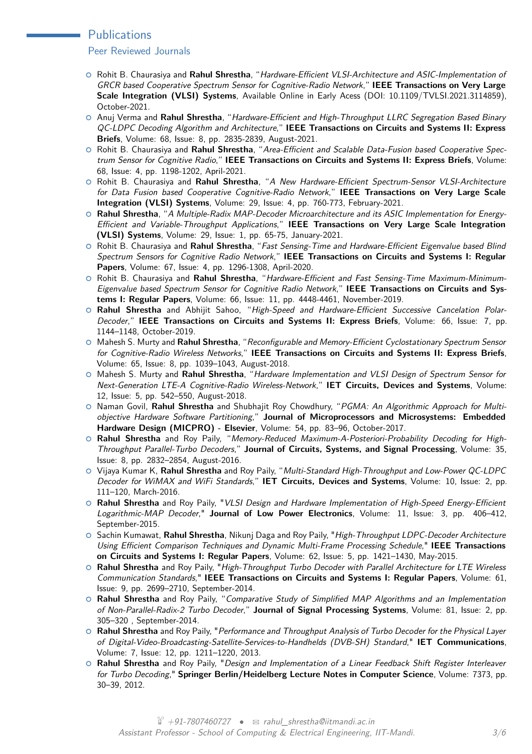## Publications

### Peer Reviewed Journals

- Rohit B. Chaurasiya and **Rahul Shrestha**, "*Hardware-Efficient VLSI-Architecture and ASIC-Implementation of GRCR based Cooperative Spectrum Sensor for Cognitive-Radio Network*," **IEEE Transactions on Very Large Scale Integration (VLSI) Systems**, Available Online in Early Acess (DOI: 10.1109/TVLSI.2021.3114859), October-2021.
- Anuj Verma and **Rahul Shrestha**, "*Hardware-Efficient and High-Throughput LLRC Segregation Based Binary QC-LDPC Decoding Algorithm and Architecture*," **IEEE Transactions on Circuits and Systems II: Express Briefs**, Volume: 68, Issue: 8, pp. 2835-2839, August-2021.
- Rohit B. Chaurasiya and **Rahul Shrestha**, "*Area-Efficient and Scalable Data-Fusion based Cooperative Spectrum Sensor for Cognitive Radio*," **IEEE Transactions on Circuits and Systems II: Express Briefs**, Volume: 68, Issue: 4, pp. 1198-1202, April-2021.
- Rohit B. Chaurasiya and **Rahul Shrestha**, "*A New Hardware-Efficient Spectrum-Sensor VLSI-Architecture for Data Fusion based Cooperative Cognitive-Radio Network*," **IEEE Transactions on Very Large Scale Integration (VLSI) Systems**, Volume: 29, Issue: 4, pp. 760-773, February-2021.
- **Rahul Shrestha**, "*A Multiple-Radix MAP-Decoder Microarchitecture and its ASIC Implementation for Energy-Efficient and Variable-Throughput Applications*," **IEEE Transactions on Very Large Scale Integration (VLSI) Systems**, Volume: 29, Issue: 1, pp. 65-75, January-2021.
- Rohit B. Chaurasiya and **Rahul Shrestha**, "*Fast Sensing-Time and Hardware-Efficient Eigenvalue based Blind Spectrum Sensors for Cognitive Radio Network*," **IEEE Transactions on Circuits and Systems I: Regular Papers**, Volume: 67, Issue: 4, pp. 1296-1308, April-2020.
- Rohit B. Chaurasiya and **Rahul Shrestha**, "*Hardware-Efficient and Fast Sensing-Time Maximum-Minimum-Eigenvalue based Spectrum Sensor for Cognitive Radio Network*," **IEEE Transactions on Circuits and Systems I: Regular Papers**, Volume: 66, Issue: 11, pp. 4448-4461, November-2019.
- **Rahul Shrestha** and Abhijit Sahoo, "*High-Speed and Hardware-Efficient Successive Cancelation Polar-Decoder*," **IEEE Transactions on Circuits and Systems II: Express Briefs**, Volume: 66, Issue: 7, pp. 1144–1148, October-2019.
- Mahesh S. Murty and **Rahul Shrestha**, "*Reconfigurable and Memory-Efficient Cyclostationary Spectrum Sensor for Cognitive-Radio Wireless Networks*," **IEEE Transactions on Circuits and Systems II: Express Briefs**, Volume: 65, Issue: 8, pp. 1039–1043, August-2018.
- Mahesh S. Murty and **Rahul Shrestha**, "*Hardware Implementation and VLSI Design of Spectrum Sensor for Next-Generation LTE-A Cognitive-Radio Wireless-Network*," **IET Circuits, Devices and Systems**, Volume: 12, Issue: 5, pp. 542–550, August-2018.
- Naman Govil, **Rahul Shrestha** and Shubhajit Roy Chowdhury, "*PGMA: An Algorithmic Approach for Multi-objective Hardware Software Partitioning*," **Journal of Microprocessors and Microsystems: Embedded Hardware Design (MICPRO) - Elsevier**, Volume: 54, pp. 83–96, October-2017.
- **Rahul Shrestha** and Roy Paily, "*Memory-Reduced Maximum-A-Posteriori-Probability Decoding for High-Throughput Parallel-Turbo Decoders*," **Journal of Circuits, Systems, and Signal Processing**, Volume: 35, Issue: 8, pp. 2832–2854, August-2016.
- Vijaya Kumar K, **Rahul Shrestha** and Roy Paily, "*Multi-Standard High-Throughput and Low-Power QC-LDPC Decoder for WiMAX and WiFi Standards*," **IET Circuits, Devices and Systems**, Volume: 10, Issue: 2, pp. 111–120, March-2016.
- **Rahul Shrestha** and Roy Paily, "*VLSI Design and Hardware Implementation of High-Speed Energy-Efficient Logarithmic-MAP Decoder*," **Journal of Low Power Electronics**, Volume: 11, Issue: 3, pp. 406–412, September-2015.
- Sachin Kumawat, **Rahul Shrestha**, Nikunj Daga and Roy Paily, "*High-Throughput LDPC-Decoder Architecture Using Efficient Comparison Techniques and Dynamic Multi-Frame Processing Schedule*," **IEEE Transactions on Circuits and Systems I: Regular Papers**, Volume: 62, Issue: 5, pp. 1421–1430, May-2015.
- **Rahul Shrestha** and Roy Paily, "*High-Throughput Turbo Decoder with Parallel Architecture for LTE Wireless Communication Standards*," **IEEE Transactions on Circuits and Systems I: Regular Papers**, Volume: 61, Issue: 9, pp. 2699–2710, September-2014.
- **Rahul Shrestha** and Roy Paily, "*Comparative Study of Simplified MAP Algorithms and an Implementation of Non-Parallel-Radix-2 Turbo Decoder*," **Journal of Signal Processing Systems**, Volume: 81, Issue: 2, pp. 305–320 , September-2014.
- **Rahul Shrestha** and Roy Paily, "*Performance and Throughput Analysis of Turbo Decoder for the Physical Layer of Digital-Video-Broadcasting-Satellite-Services-to-Handhelds (DVB-SH) Standard*," **IET Communications**, Volume: 7, Issue: 12, pp. 1211–1220, 2013.
- **Rahul Shrestha** and Roy Paily, "*Design and Implementation of a Linear Feedback Shift Register Interleaver for Turbo Decoding*," **Springer Berlin/Heidelberg Lecture Notes in Computer Science**, Volume: 7373, pp. 30–39, 2012.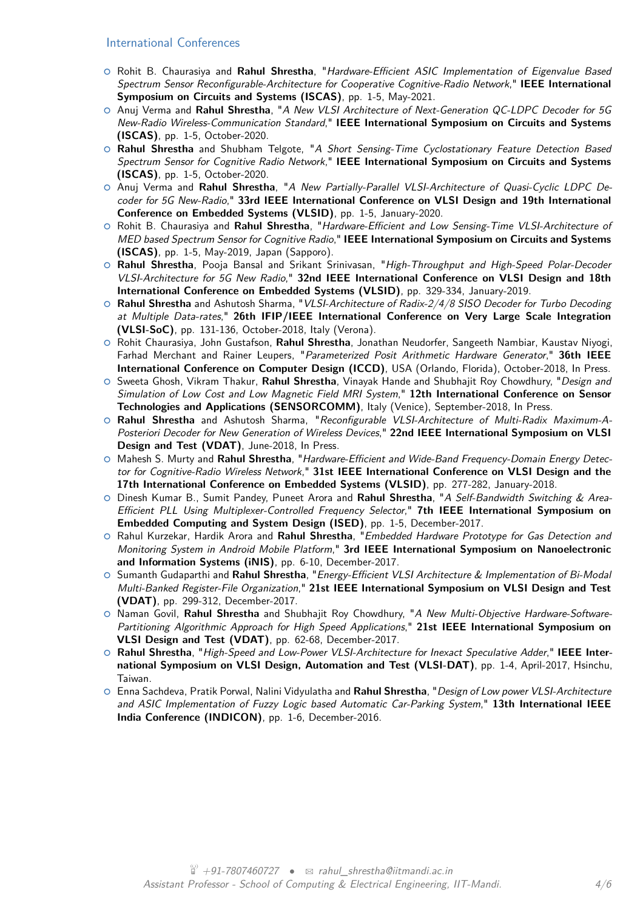### International Conferences

- Rohit B. Chaurasiya and **Rahul Shrestha**, "*Hardware-Efficient ASIC Implementation of Eigenvalue Based Spectrum Sensor Reconfigurable-Architecture for Cooperative Cognitive-Radio Network*," **IEEE International Symposium on Circuits and Systems (ISCAS)**, pp. 1-5, May-2021.
- Anuj Verma and **Rahul Shrestha**, "*A New VLSI Architecture of Next-Generation QC-LDPC Decoder for 5G New-Radio Wireless-Communication Standard*," **IEEE International Symposium on Circuits and Systems (ISCAS)**, pp. 1-5, October-2020.
- **Rahul Shrestha** and Shubham Telgote, "*A Short Sensing-Time Cyclostationary Feature Detection Based Spectrum Sensor for Cognitive Radio Network*," **IEEE International Symposium on Circuits and Systems (ISCAS)**, pp. 1-5, October-2020.
- Anuj Verma and **Rahul Shrestha**, "*A New Partially-Parallel VLSI-Architecture of Quasi-Cyclic LDPC Decoder for 5G New-Radio*," **33rd IEEE International Conference on VLSI Design and 19th International Conference on Embedded Systems (VLSID)**, pp. 1-5, January-2020.
- Rohit B. Chaurasiya and **Rahul Shrestha**, "*Hardware-Efficient and Low Sensing-Time VLSI-Architecture of MED based Spectrum Sensor for Cognitive Radio*," **IEEE International Symposium on Circuits and Systems (ISCAS)**, pp. 1-5, May-2019, Japan (Sapporo).
- **Rahul Shrestha**, Pooja Bansal and Srikant Srinivasan, "*High-Throughput and High-Speed Polar-Decoder VLSI-Architecture for 5G New Radio*," **32nd IEEE International Conference on VLSI Design and 18th International Conference on Embedded Systems (VLSID)**, pp. 329-334, January-2019.
- **Rahul Shrestha** and Ashutosh Sharma, "*VLSI-Architecture of Radix-2/4/8 SISO Decoder for Turbo Decoding at Multiple Data-rates*," **26th IFIP/IEEE International Conference on Very Large Scale Integration (VLSI-SoC)**, pp. 131-136, October-2018, Italy (Verona).
- Rohit Chaurasiya, John Gustafson, **Rahul Shrestha**, Jonathan Neudorfer, Sangeeth Nambiar, Kaustav Niyogi, Farhad Merchant and Rainer Leupers, "*Parameterized Posit Arithmetic Hardware Generator*," **36th IEEE International Conference on Computer Design (ICCD)**, USA (Orlando, Florida), October-2018, In Press.
- Sweeta Ghosh, Vikram Thakur, **Rahul Shrestha**, Vinayak Hande and Shubhajit Roy Chowdhury, "*Design and Simulation of Low Cost and Low Magnetic Field MRI System*," **12th International Conference on Sensor Technologies and Applications (SENSORCOMM)**, Italy (Venice), September-2018, In Press.
- **Rahul Shrestha** and Ashutosh Sharma, "*Reconfigurable VLSI-Architecture of Multi-Radix Maximum-A-Posteriori Decoder for New Generation of Wireless Devices*," **22nd IEEE International Symposium on VLSI Design and Test (VDAT)**, June-2018, In Press.
- Mahesh S. Murty and **Rahul Shrestha**, "*Hardware-Efficient and Wide-Band Frequency-Domain Energy Detector for Cognitive-Radio Wireless Network*," **31st IEEE International Conference on VLSI Design and the 17th International Conference on Embedded Systems (VLSID)**, pp. 277-282, January-2018.
- Dinesh Kumar B., Sumit Pandey, Puneet Arora and **Rahul Shrestha**, "*A Self-Bandwidth Switching & Area-Efficient PLL Using Multiplexer-Controlled Frequency Selector*," **7th IEEE International Symposium on Embedded Computing and System Design (ISED)**, pp. 1-5, December-2017.
- Rahul Kurzekar, Hardik Arora and **Rahul Shrestha**, "*Embedded Hardware Prototype for Gas Detection and Monitoring System in Android Mobile Platform*," **3rd IEEE International Symposium on Nanoelectronic and Information Systems (iNIS)**, pp. 6-10, December-2017.
- Sumanth Gudaparthi and **Rahul Shrestha**, "*Energy-Efficient VLSI Architecture & Implementation of Bi-Modal Multi-Banked Register-File Organization*," **21st IEEE International Symposium on VLSI Design and Test (VDAT)**, pp. 299-312, December-2017.
- Naman Govil, **Rahul Shrestha** and Shubhajit Roy Chowdhury, "*A New Multi-Objective Hardware-Software-Partitioning Algorithmic Approach for High Speed Applications*," **21st IEEE International Symposium on VLSI Design and Test (VDAT)**, pp. 62-68, December-2017.
- **Rahul Shrestha**, "*High-Speed and Low-Power VLSI-Architecture for Inexact Speculative Adder*," **IEEE International Symposium on VLSI Design, Automation and Test (VLSI-DAT)**, pp. 1-4, April-2017, Hsinchu, Taiwan.
- Enna Sachdeva, Pratik Porwal, Nalini Vidyulatha and **Rahul Shrestha**, "*Design of Low power VLSI-Architecture and ASIC Implementation of Fuzzy Logic based Automatic Car-Parking System*," **13th International IEEE India Conference (INDICON)**, pp. 1-6, December-2016.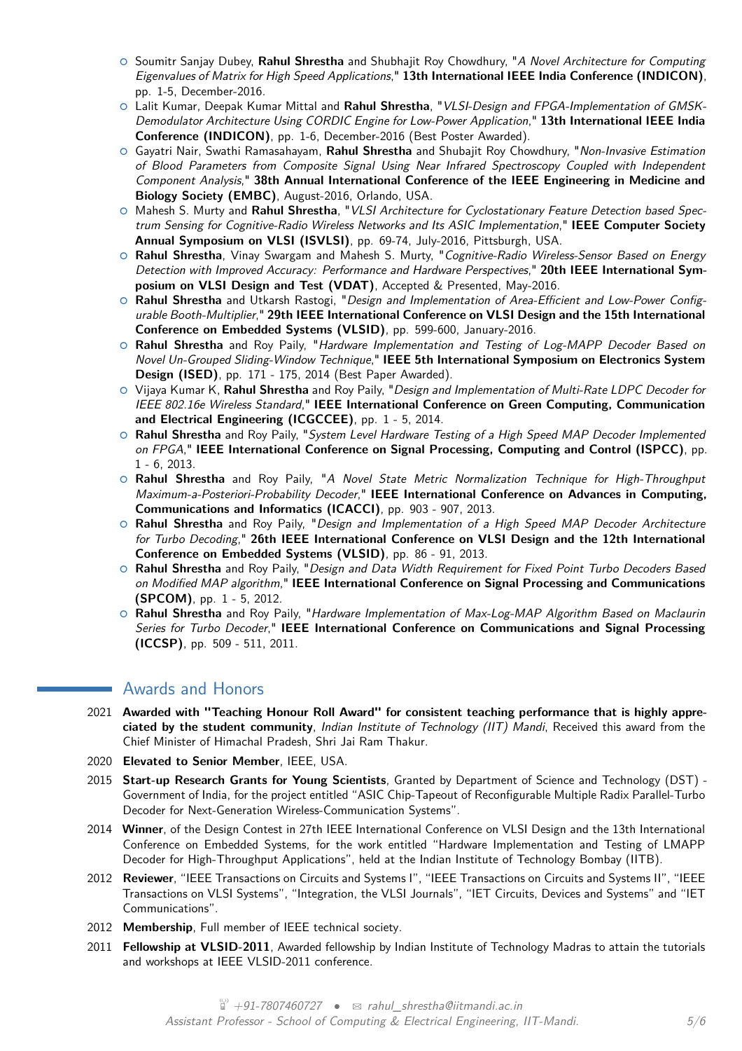- Soumitr Sanjay Dubey, **Rahul Shrestha** and Shubhajit Roy Chowdhury, "*A Novel Architecture for Computing Eigenvalues of Matrix for High Speed Applications*," **13th International IEEE India Conference (INDICON)**, pp. 1-5, December-2016.
- Lalit Kumar, Deepak Kumar Mittal and **Rahul Shrestha**, "*VLSI-Design and FPGA-Implementation of GMSK-Demodulator Architecture Using CORDIC Engine for Low-Power Application*," **13th International IEEE India Conference (INDICON)**, pp. 1-6, December-2016 (Best Poster Awarded).
- Gayatri Nair, Swathi Ramasahayam, **Rahul Shrestha** and Shubajit Roy Chowdhury, "*Non-Invasive Estimation of Blood Parameters from Composite Signal Using Near Infrared Spectroscopy Coupled with Independent Component Analysis*," **38th Annual International Conference of the IEEE Engineering in Medicine and Biology Society (EMBC)**, August-2016, Orlando, USA.
- Mahesh S. Murty and **Rahul Shrestha**, "*VLSI Architecture for Cyclostationary Feature Detection based Spectrum Sensing for Cognitive-Radio Wireless Networks and Its ASIC Implementation*," **IEEE Computer Society Annual Symposium on VLSI (ISVLSI)**, pp. 69-74, July-2016, Pittsburgh, USA.
- **Rahul Shrestha**, Vinay Swargam and Mahesh S. Murty, "*Cognitive-Radio Wireless-Sensor Based on Energy Detection with Improved Accuracy: Performance and Hardware Perspectives*," **20th IEEE International Symposium on VLSI Design and Test (VDAT)**, Accepted & Presented, May-2016.
- **Rahul Shrestha** and Utkarsh Rastogi, "*Design and Implementation of Area-Efficient and Low-Power Configurable Booth-Multiplier*," **29th IEEE International Conference on VLSI Design and the 15th International Conference on Embedded Systems (VLSID)**, pp. 599-600, January-2016.
- **Rahul Shrestha** and Roy Paily, "*Hardware Implementation and Testing of Log-MAPP Decoder Based on Novel Un-Grouped Sliding-Window Technique*," **IEEE 5th International Symposium on Electronics System Design (ISED)**, pp. 171 - 175, 2014 (Best Paper Awarded).
- Vijaya Kumar K, **Rahul Shrestha** and Roy Paily, "*Design and Implementation of Multi-Rate LDPC Decoder for IEEE 802.16e Wireless Standard*," **IEEE International Conference on Green Computing, Communication and Electrical Engineering (ICGCCEE)**, pp. 1 - 5, 2014.
- **Rahul Shrestha** and Roy Paily, "*System Level Hardware Testing of a High Speed MAP Decoder Implemented on FPGA*," **IEEE International Conference on Signal Processing, Computing and Control (ISPCC)**, pp. 1 - 6, 2013.
- **Rahul Shrestha** and Roy Paily, "*A Novel State Metric Normalization Technique for High-Throughput Maximum-a-Posteriori-Probability Decoder*," **IEEE International Conference on Advances in Computing, Communications and Informatics (ICACCI)**, pp. 903 - 907, 2013.
- **Rahul Shrestha** and Roy Paily, "*Design and Implementation of a High Speed MAP Decoder Architecture for Turbo Decoding*," **26th IEEE International Conference on VLSI Design and the 12th International Conference on Embedded Systems (VLSID)**, pp. 86 - 91, 2013.
- **Rahul Shrestha** and Roy Paily, "*Design and Data Width Requirement for Fixed Point Turbo Decoders Based on Modified MAP algorithm*," **IEEE International Conference on Signal Processing and Communications (SPCOM)**, pp. 1 - 5, 2012.
- **Rahul Shrestha** and Roy Paily, "*Hardware Implementation of Max-Log-MAP Algorithm Based on Maclaurin Series for Turbo Decoder*," **IEEE International Conference on Communications and Signal Processing (ICCSP)**, pp. 509 - 511, 2011.

## Awards and Honors

- 2021 **Awarded with "Teaching Honour Roll Award" for consistent teaching performance that is highly appreciated by the student community**, *Indian Institute of Technology (IIT) Mandi*, Received this award from the Chief Minister of Himachal Pradesh, Shri Jai Ram Thakur.
- 2020 **Elevated to Senior Member**, IEEE, USA.
- 2015 **Start-up Research Grants for Young Scientists**, Granted by Department of Science and Technology (DST) - Government of India, for the project entitled "ASIC Chip-Tapeout of Reconfigurable Multiple Radix Parallel-Turbo Decoder for Next-Generation Wireless-Communication Systems".
- 2014 **Winner**, of the Design Contest in 27th IEEE International Conference on VLSI Design and the 13th International Conference on Embedded Systems, for the work entitled "Hardware Implementation and Testing of LMAPP Decoder for High-Throughput Applications", held at the Indian Institute of Technology Bombay (IITB).
- 2012 **Reviewer**, "IEEE Transactions on Circuits and Systems I", "IEEE Transactions on Circuits and Systems II", "IEEE Transactions on VLSI Systems", "Integration, the VLSI Journals", "IET Circuits, Devices and Systems" and "IET Communications".
- 2012 **Membership**, Full member of IEEE technical society.
- 2011 **Fellowship at VLSID-2011**, Awarded fellowship by Indian Institute of Technology Madras to attain the tutorials and workshops at IEEE VLSID-2011 conference.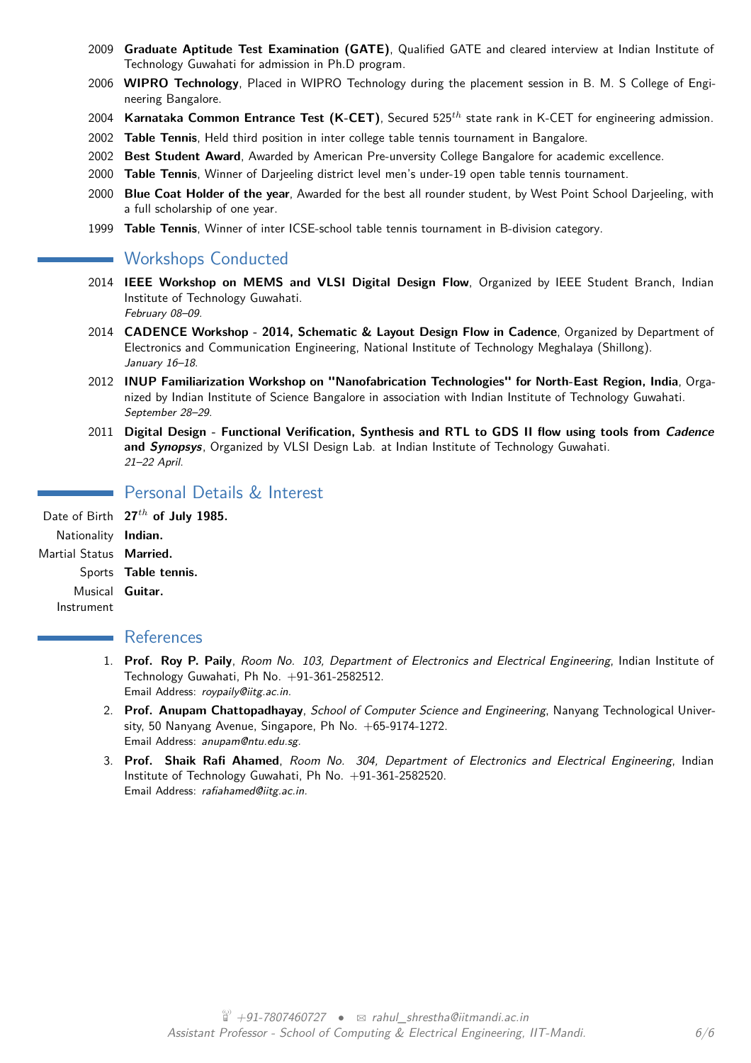2009 **Graduate Aptitude Test Examination (GATE)**, Qualified GATE and cleared interview at Indian Institute of Technology Guwahati for admission in Ph.D program.

2006 **WIPRO Technology**, Placed in WIPRO Technology during the placement session in B. M. S College of Engineering Bangalore.

2004 **Karnataka Common Entrance Test (K-CET)**, Secured 525$^{th}$ state rank in K-CET for engineering admission.

2002 **Table Tennis**, Held third position in inter college table tennis tournament in Bangalore.

2002 **Best Student Award**, Awarded by American Pre-unversity College Bangalore for academic excellence.

2000 **Table Tennis**, Winner of Darjeeling district level men's under-19 open table tennis tournament.

2000 **Blue Coat Holder of the year**, Awarded for the best all rounder student, by West Point School Darjeeling, with a full scholarship of one year.

1999 **Table Tennis**, Winner of inter ICSE-school table tennis tournament in B-division category.

## Workshops Conducted

2014 **IEEE Workshop on MEMS and VLSI Digital Design Flow**, Organized by IEEE Student Branch, Indian Institute of Technology Guwahati.
*February 08–09.*

2014 **CADENCE Workshop - 2014, Schematic & Layout Design Flow in Cadence**, Organized by Department of Electronics and Communication Engineering, National Institute of Technology Meghalaya (Shillong).
*January 16–18.*

2012 **INUP Familiarization Workshop on "Nanofabrication Technologies" for North-East Region, India**, Organized by Indian Institute of Science Bangalore in association with Indian Institute of Technology Guwahati.
*September 28–29.*

2011 **Digital Design - Functional Verification, Synthesis and RTL to GDS II flow using tools from *Cadence* and *Synopsys***, Organized by VLSI Design Lab. at Indian Institute of Technology Guwahati.
*21–22 April.*

## Personal Details & Interest

Date of Birth **27$^{th}$ of July 1985.**

Nationality **Indian.**

Martial Status **Married.**

Sports **Table tennis.**

Musical Instrument **Guitar.**

## References

1. **Prof. Roy P. Paily**, *Room No. 103, Department of Electronics and Electrical Engineering*, Indian Institute of Technology Guwahati, Ph No. +91-361-2582512.
   Email Address: *roypaily@iitg.ac.in*.
2. **Prof. Anupam Chattopadhayay**, *School of Computer Science and Engineering*, Nanyang Technological University, 50 Nanyang Avenue, Singapore, Ph No. +65-9174-1272.
   Email Address: *anupam@ntu.edu.sg*.
3. **Prof. Shaik Rafi Ahamed**, *Room No. 304, Department of Electronics and Electrical Engineering*, Indian Institute of Technology Guwahati, Ph No. +91-361-2582520.
   Email Address: *rafiahamed@iitg.ac.in*.